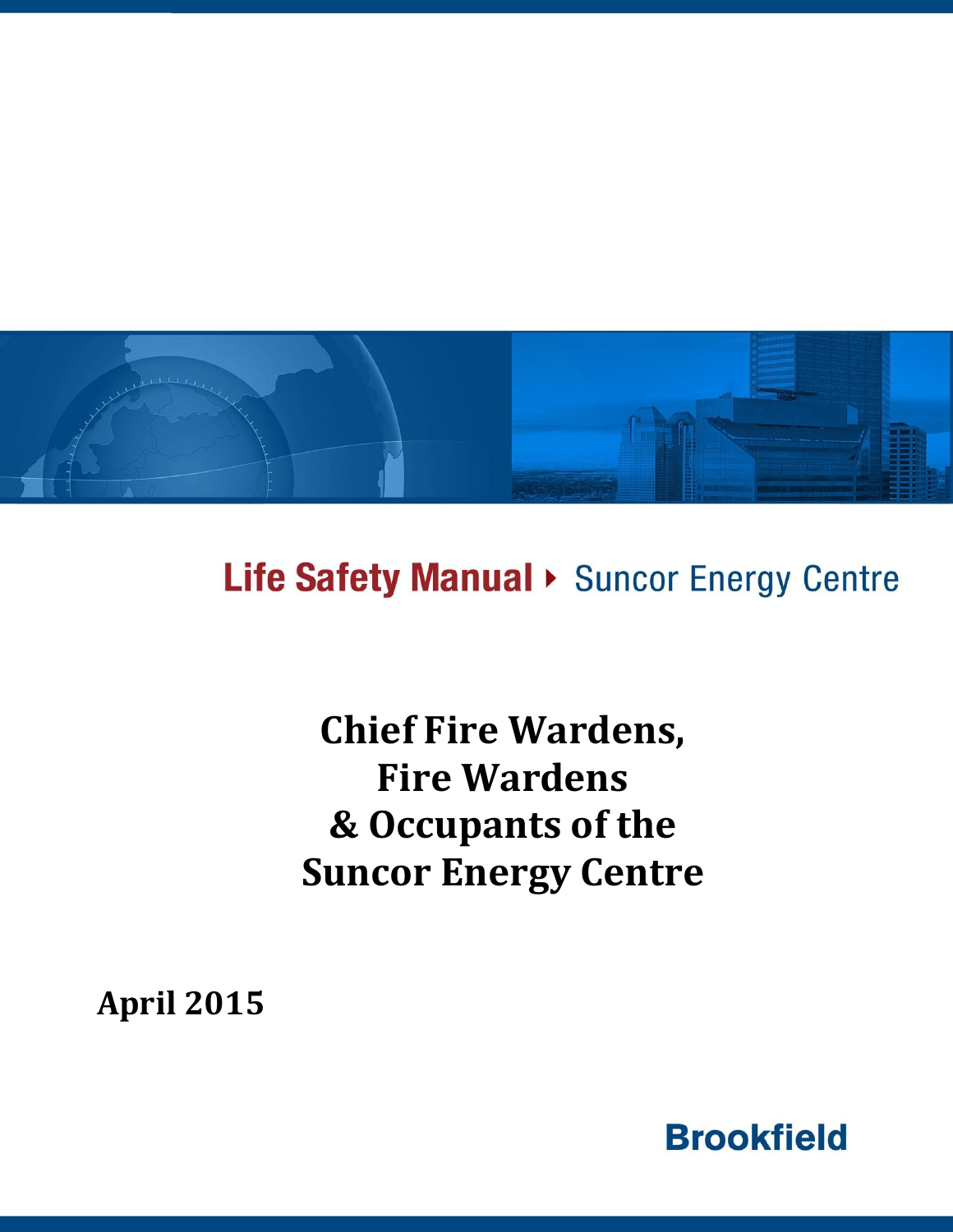**Life Safety Manual ▸ Suncor Energy Centre**

# Chief Fire Wardens, Fire Wardens & Occupants of the Suncor Energy Centre

**April 2015**

**Brookfield**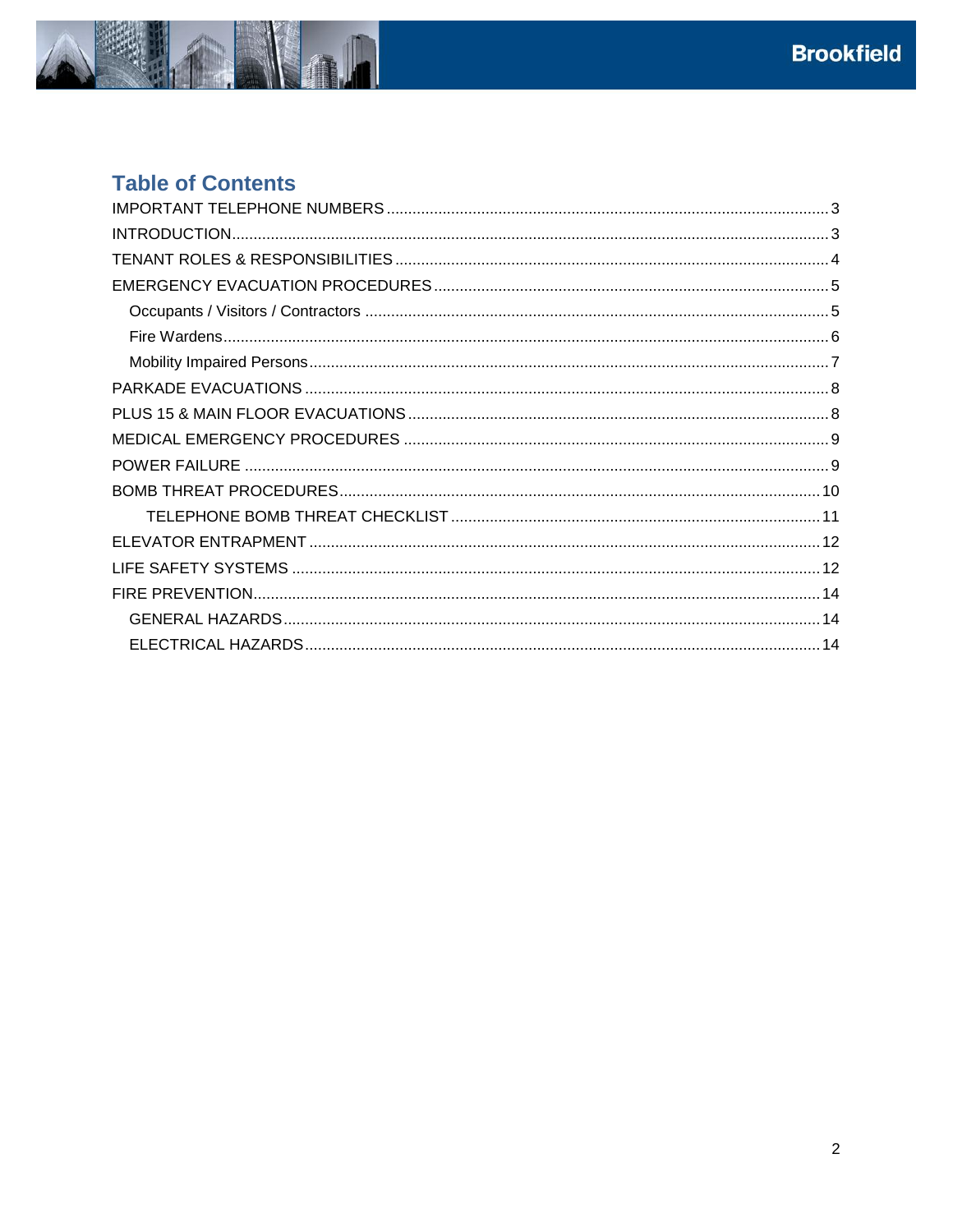## Table of Contents

- IMPORTANT TELEPHONE NUMBERS ........ 3
- INTRODUCTION ........ 3
- TENANT ROLES & RESPONSIBILITIES ........ 4
- EMERGENCY EVACUATION PROCEDURES ........ 5
  - Occupants / Visitors / Contractors ........ 5
  - Fire Wardens ........ 6
  - Mobility Impaired Persons ........ 7
- PARKADE EVACUATIONS ........ 8
- PLUS 15 & MAIN FLOOR EVACUATIONS ........ 8
- MEDICAL EMERGENCY PROCEDURES ........ 9
- POWER FAILURE ........ 9
- BOMB THREAT PROCEDURES ........ 10
  - TELEPHONE BOMB THREAT CHECKLIST ........ 11
- ELEVATOR ENTRAPMENT ........ 12
- LIFE SAFETY SYSTEMS ........ 12
- FIRE PREVENTION ........ 14
  - GENERAL HAZARDS ........ 14
  - ELECTRICAL HAZARDS ........ 14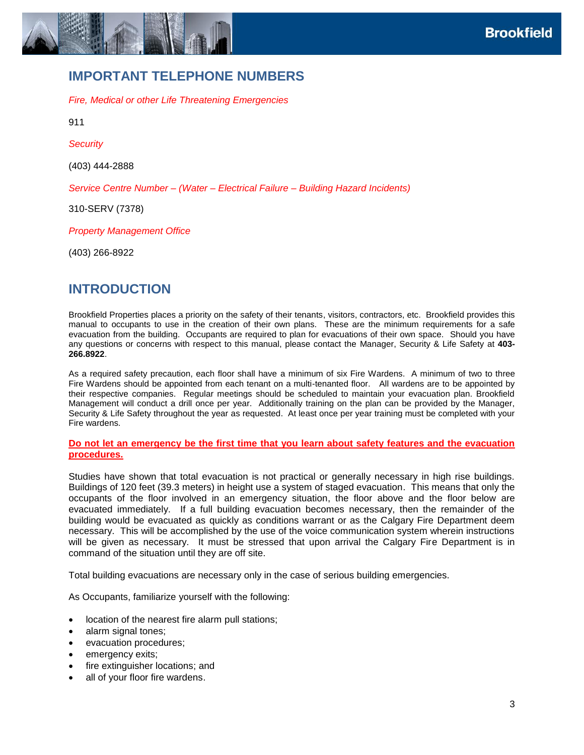## IMPORTANT TELEPHONE NUMBERS

*Fire, Medical or other Life Threatening Emergencies*

911

*Security*

(403) 444-2888

*Service Centre Number – (Water – Electrical Failure – Building Hazard Incidents)*

310-SERV (7378)

*Property Management Office*

(403) 266-8922

## INTRODUCTION

Brookfield Properties places a priority on the safety of their tenants, visitors, contractors, etc. Brookfield provides this manual to occupants to use in the creation of their own plans. These are the minimum requirements for a safe evacuation from the building. Occupants are required to plan for evacuations of their own space. Should you have any questions or concerns with respect to this manual, please contact the Manager, Security & Life Safety at **403-266.8922**.

As a required safety precaution, each floor shall have a minimum of six Fire Wardens. A minimum of two to three Fire Wardens should be appointed from each tenant on a multi-tenanted floor. All wardens are to be appointed by their respective companies. Regular meetings should be scheduled to maintain your evacuation plan. Brookfield Management will conduct a drill once per year. Additionally training on the plan can be provided by the Manager, Security & Life Safety throughout the year as requested. At least once per year training must be completed with your Fire wardens.

**Do not let an emergency be the first time that you learn about safety features and the evacuation procedures.**

Studies have shown that total evacuation is not practical or generally necessary in high rise buildings. Buildings of 120 feet (39.3 meters) in height use a system of staged evacuation. This means that only the occupants of the floor involved in an emergency situation, the floor above and the floor below are evacuated immediately. If a full building evacuation becomes necessary, then the remainder of the building would be evacuated as quickly as conditions warrant or as the Calgary Fire Department deem necessary. This will be accomplished by the use of the voice communication system wherein instructions will be given as necessary. It must be stressed that upon arrival the Calgary Fire Department is in command of the situation until they are off site.

Total building evacuations are necessary only in the case of serious building emergencies.

As Occupants, familiarize yourself with the following:

- location of the nearest fire alarm pull stations;
- alarm signal tones;
- evacuation procedures;
- emergency exits;
- fire extinguisher locations; and
- all of your floor fire wardens.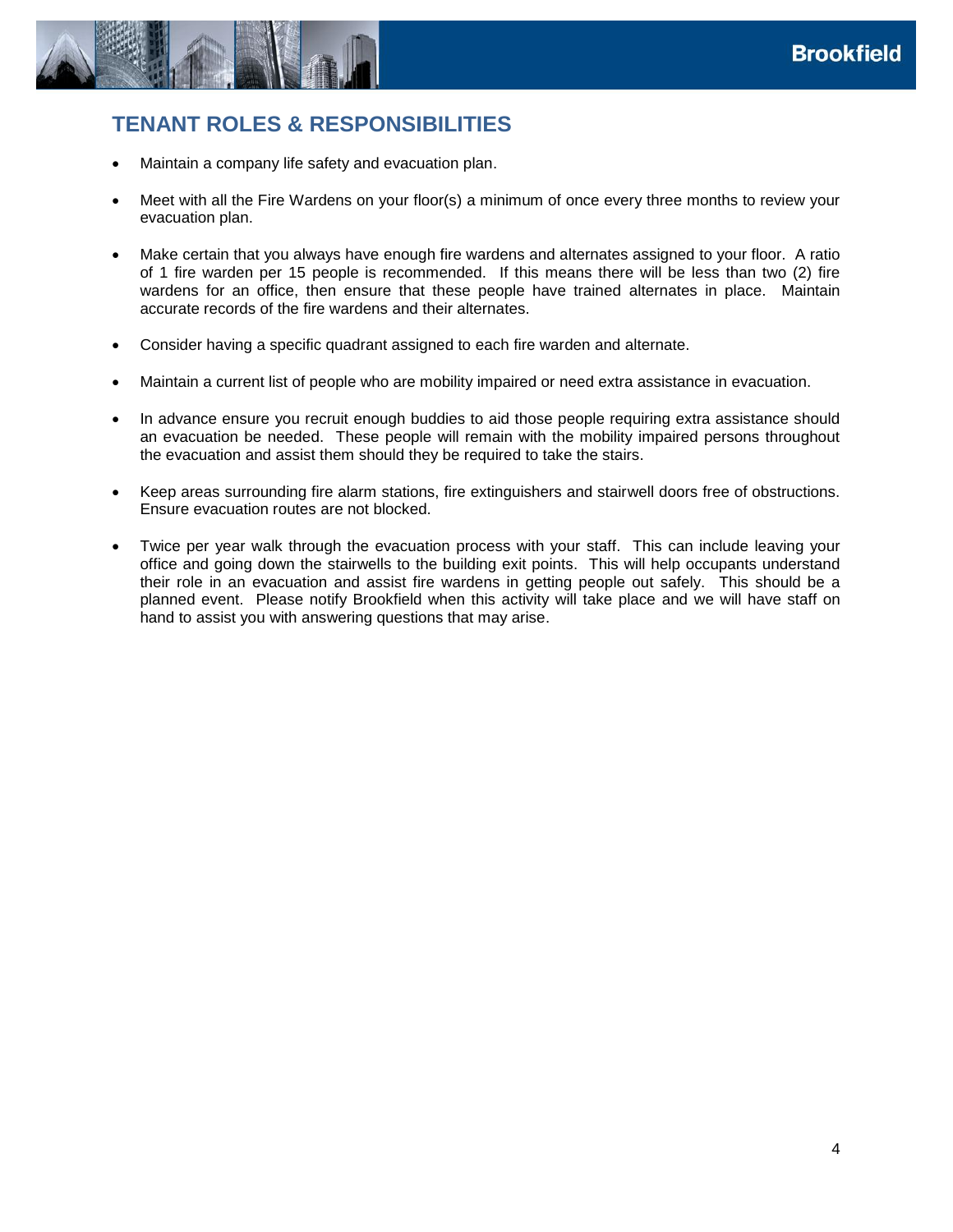## TENANT ROLES & RESPONSIBILITIES

- Maintain a company life safety and evacuation plan.
- Meet with all the Fire Wardens on your floor(s) a minimum of once every three months to review your evacuation plan.
- Make certain that you always have enough fire wardens and alternates assigned to your floor. A ratio of 1 fire warden per 15 people is recommended. If this means there will be less than two (2) fire wardens for an office, then ensure that these people have trained alternates in place. Maintain accurate records of the fire wardens and their alternates.
- Consider having a specific quadrant assigned to each fire warden and alternate.
- Maintain a current list of people who are mobility impaired or need extra assistance in evacuation.
- In advance ensure you recruit enough buddies to aid those people requiring extra assistance should an evacuation be needed. These people will remain with the mobility impaired persons throughout the evacuation and assist them should they be required to take the stairs.
- Keep areas surrounding fire alarm stations, fire extinguishers and stairwell doors free of obstructions. Ensure evacuation routes are not blocked.
- Twice per year walk through the evacuation process with your staff. This can include leaving your office and going down the stairwells to the building exit points. This will help occupants understand their role in an evacuation and assist fire wardens in getting people out safely. This should be a planned event. Please notify Brookfield when this activity will take place and we will have staff on hand to assist you with answering questions that may arise.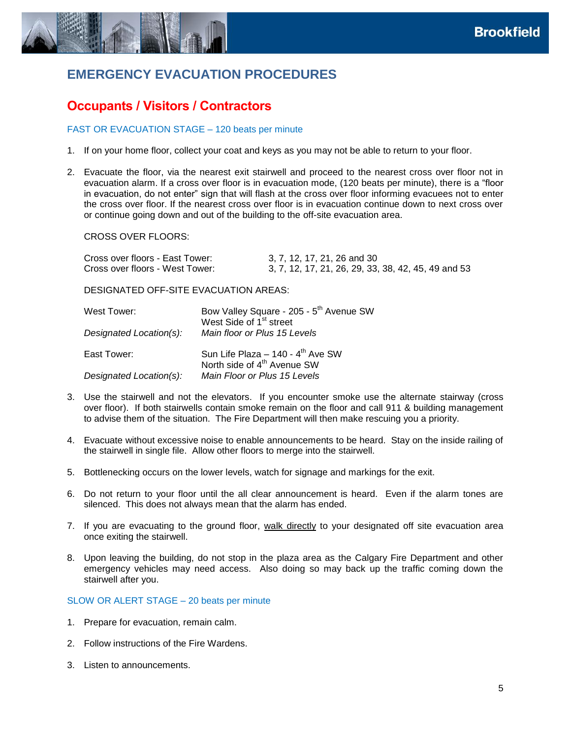# EMERGENCY EVACUATION PROCEDURES

## Occupants / Visitors / Contractors

### FAST OR EVACUATION STAGE – 120 beats per minute

1. If on your home floor, collect your coat and keys as you may not be able to return to your floor.

2. Evacuate the floor, via the nearest exit stairwell and proceed to the nearest cross over floor not in evacuation alarm. If a cross over floor is in evacuation mode, (120 beats per minute), there is a "floor in evacuation, do not enter" sign that will flash at the cross over floor informing evacuees not to enter the cross over floor. If the nearest cross over floor is in evacuation continue down to next cross over or continue going down and out of the building to the off-site evacuation area.

   CROSS OVER FLOORS:

   | | |
   |---|---|
   | Cross over floors - East Tower: | 3, 7, 12, 17, 21, 26 and 30 |
   | Cross over floors - West Tower: | 3, 7, 12, 17, 21, 26, 29, 33, 38, 42, 45, 49 and 53 |

   DESIGNATED OFF-SITE EVACUATION AREAS:

   | | |
   |---|---|
   | West Tower: | Bow Valley Square - 205 - 5th Avenue SW<br>West Side of 1st street |
   | *Designated Location(s):* | *Main floor or Plus 15 Levels* |
   | East Tower: | Sun Life Plaza – 140 - 4th Ave SW<br>North side of 4th Avenue SW |
   | *Designated Location(s):* | *Main Floor or Plus 15 Levels* |

3. Use the stairwell and not the elevators. If you encounter smoke use the alternate stairway (cross over floor). If both stairwells contain smoke remain on the floor and call 911 & building management to advise them of the situation. The Fire Department will then make rescuing you a priority.

4. Evacuate without excessive noise to enable announcements to be heard. Stay on the inside railing of the stairwell in single file. Allow other floors to merge into the stairwell.

5. Bottlenecking occurs on the lower levels, watch for signage and markings for the exit.

6. Do not return to your floor until the all clear announcement is heard. Even if the alarm tones are silenced. This does not always mean that the alarm has ended.

7. If you are evacuating to the ground floor, <u>walk directly</u> to your designated off site evacuation area once exiting the stairwell.

8. Upon leaving the building, do not stop in the plaza area as the Calgary Fire Department and other emergency vehicles may need access. Also doing so may back up the traffic coming down the stairwell after you.

### SLOW OR ALERT STAGE – 20 beats per minute

1. Prepare for evacuation, remain calm.

2. Follow instructions of the Fire Wardens.

3. Listen to announcements.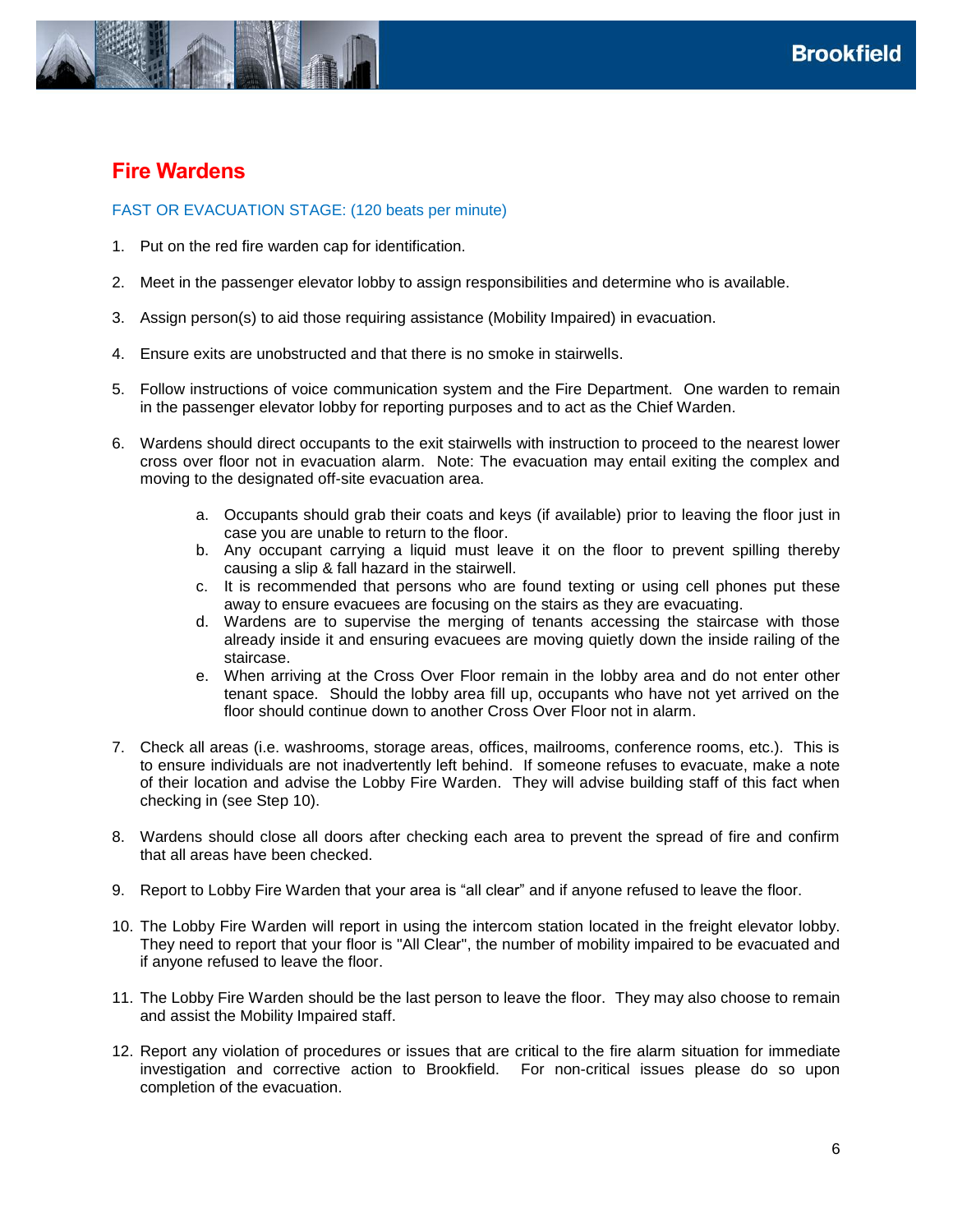## Fire Wardens

FAST OR EVACUATION STAGE: (120 beats per minute)

1. Put on the red fire warden cap for identification.

2. Meet in the passenger elevator lobby to assign responsibilities and determine who is available.

3. Assign person(s) to aid those requiring assistance (Mobility Impaired) in evacuation.

4. Ensure exits are unobstructed and that there is no smoke in stairwells.

5. Follow instructions of voice communication system and the Fire Department. One warden to remain in the passenger elevator lobby for reporting purposes and to act as the Chief Warden.

6. Wardens should direct occupants to the exit stairwells with instruction to proceed to the nearest lower cross over floor not in evacuation alarm. Note: The evacuation may entail exiting the complex and moving to the designated off-site evacuation area.

   a. Occupants should grab their coats and keys (if available) prior to leaving the floor just in case you are unable to return to the floor.
   b. Any occupant carrying a liquid must leave it on the floor to prevent spilling thereby causing a slip & fall hazard in the stairwell.
   c. It is recommended that persons who are found texting or using cell phones put these away to ensure evacuees are focusing on the stairs as they are evacuating.
   d. Wardens are to supervise the merging of tenants accessing the staircase with those already inside it and ensuring evacuees are moving quietly down the inside railing of the staircase.
   e. When arriving at the Cross Over Floor remain in the lobby area and do not enter other tenant space. Should the lobby area fill up, occupants who have not yet arrived on the floor should continue down to another Cross Over Floor not in alarm.

7. Check all areas (i.e. washrooms, storage areas, offices, mailrooms, conference rooms, etc.). This is to ensure individuals are not inadvertently left behind. If someone refuses to evacuate, make a note of their location and advise the Lobby Fire Warden. They will advise building staff of this fact when checking in (see Step 10).

8. Wardens should close all doors after checking each area to prevent the spread of fire and confirm that all areas have been checked.

9. Report to Lobby Fire Warden that your area is "all clear" and if anyone refused to leave the floor.

10. The Lobby Fire Warden will report in using the intercom station located in the freight elevator lobby. They need to report that your floor is "All Clear", the number of mobility impaired to be evacuated and if anyone refused to leave the floor.

11. The Lobby Fire Warden should be the last person to leave the floor. They may also choose to remain and assist the Mobility Impaired staff.

12. Report any violation of procedures or issues that are critical to the fire alarm situation for immediate investigation and corrective action to Brookfield. For non-critical issues please do so upon completion of the evacuation.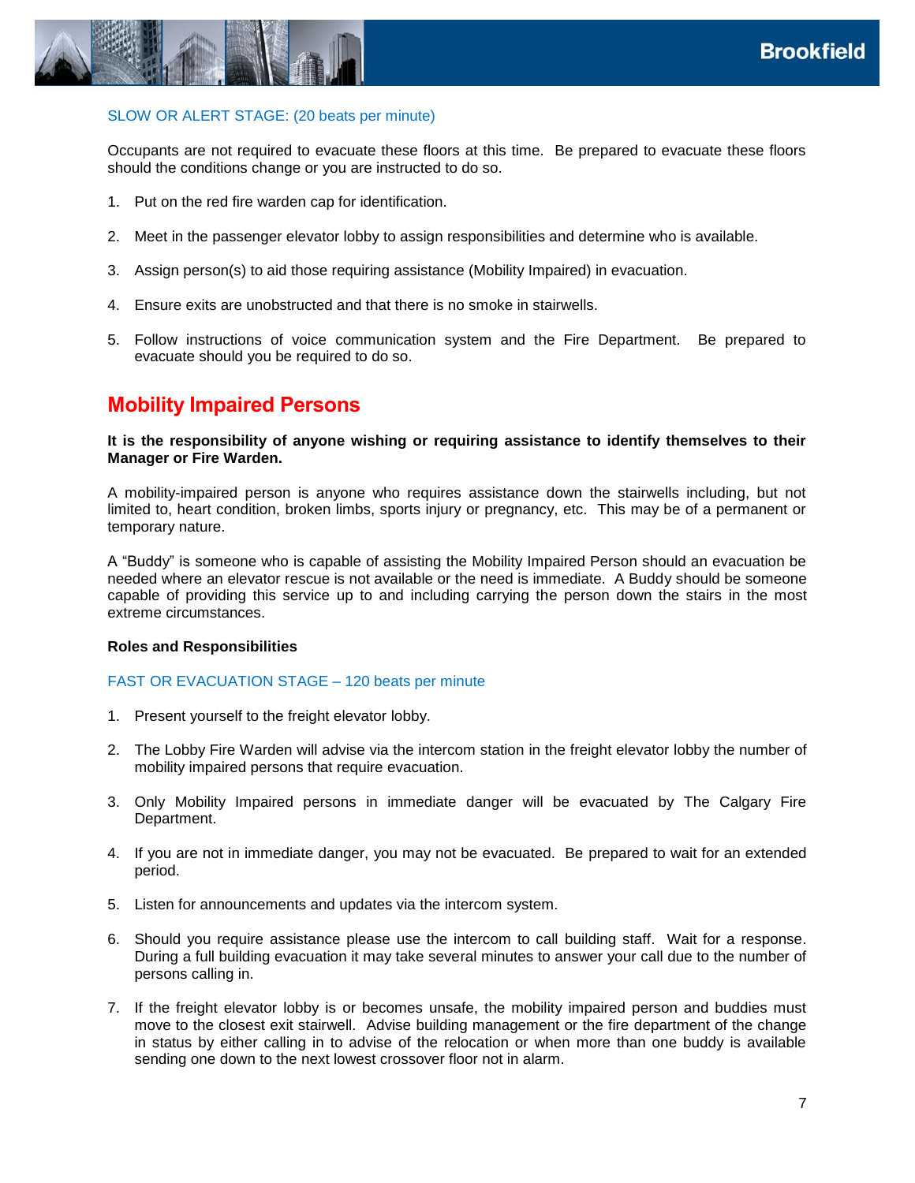SLOW OR ALERT STAGE: (20 beats per minute)

Occupants are not required to evacuate these floors at this time. Be prepared to evacuate these floors should the conditions change or you are instructed to do so.

1. Put on the red fire warden cap for identification.

2. Meet in the passenger elevator lobby to assign responsibilities and determine who is available.

3. Assign person(s) to aid those requiring assistance (Mobility Impaired) in evacuation.

4. Ensure exits are unobstructed and that there is no smoke in stairwells.

5. Follow instructions of voice communication system and the Fire Department. Be prepared to evacuate should you be required to do so.

## Mobility Impaired Persons

**It is the responsibility of anyone wishing or requiring assistance to identify themselves to their Manager or Fire Warden.**

A mobility-impaired person is anyone who requires assistance down the stairwells including, but not limited to, heart condition, broken limbs, sports injury or pregnancy, etc. This may be of a permanent or temporary nature.

A "Buddy" is someone who is capable of assisting the Mobility Impaired Person should an evacuation be needed where an elevator rescue is not available or the need is immediate. A Buddy should be someone capable of providing this service up to and including carrying the person down the stairs in the most extreme circumstances.

**Roles and Responsibilities**

FAST OR EVACUATION STAGE – 120 beats per minute

1. Present yourself to the freight elevator lobby.

2. The Lobby Fire Warden will advise via the intercom station in the freight elevator lobby the number of mobility impaired persons that require evacuation.

3. Only Mobility Impaired persons in immediate danger will be evacuated by The Calgary Fire Department.

4. If you are not in immediate danger, you may not be evacuated. Be prepared to wait for an extended period.

5. Listen for announcements and updates via the intercom system.

6. Should you require assistance please use the intercom to call building staff. Wait for a response. During a full building evacuation it may take several minutes to answer your call due to the number of persons calling in.

7. If the freight elevator lobby is or becomes unsafe, the mobility impaired person and buddies must move to the closest exit stairwell. Advise building management or the fire department of the change in status by either calling in to advise of the relocation or when more than one buddy is available sending one down to the next lowest crossover floor not in alarm.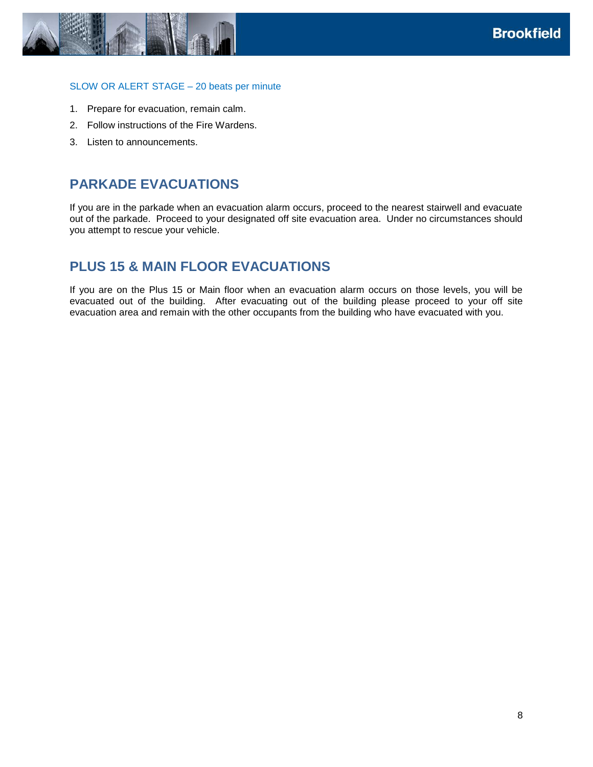### SLOW OR ALERT STAGE – 20 beats per minute

1. Prepare for evacuation, remain calm.
2. Follow instructions of the Fire Wardens.
3. Listen to announcements.

## PARKADE EVACUATIONS

If you are in the parkade when an evacuation alarm occurs, proceed to the nearest stairwell and evacuate out of the parkade. Proceed to your designated off site evacuation area. Under no circumstances should you attempt to rescue your vehicle.

## PLUS 15 & MAIN FLOOR EVACUATIONS

If you are on the Plus 15 or Main floor when an evacuation alarm occurs on those levels, you will be evacuated out of the building. After evacuating out of the building please proceed to your off site evacuation area and remain with the other occupants from the building who have evacuated with you.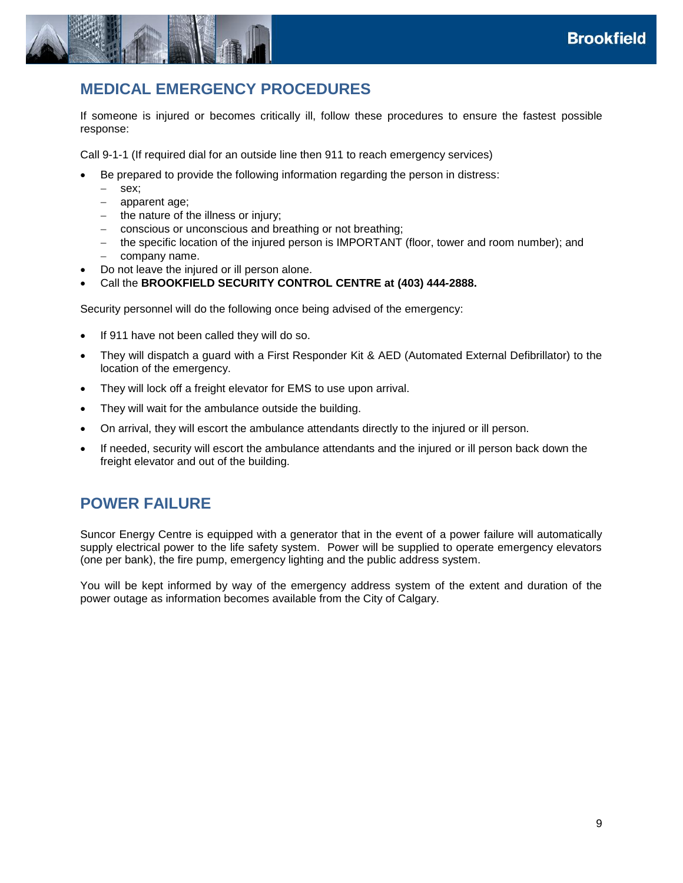## MEDICAL EMERGENCY PROCEDURES

If someone is injured or becomes critically ill, follow these procedures to ensure the fastest possible response:

Call 9-1-1 (If required dial for an outside line then 911 to reach emergency services)

- Be prepared to provide the following information regarding the person in distress:
  - sex;
  - apparent age;
  - the nature of the illness or injury;
  - conscious or unconscious and breathing or not breathing;
  - the specific location of the injured person is IMPORTANT (floor, tower and room number); and
  - company name.
- Do not leave the injured or ill person alone.
- Call the **BROOKFIELD SECURITY CONTROL CENTRE at (403) 444-2888.**

Security personnel will do the following once being advised of the emergency:

- If 911 have not been called they will do so.
- They will dispatch a guard with a First Responder Kit & AED (Automated External Defibrillator) to the location of the emergency.
- They will lock off a freight elevator for EMS to use upon arrival.
- They will wait for the ambulance outside the building.
- On arrival, they will escort the ambulance attendants directly to the injured or ill person.
- If needed, security will escort the ambulance attendants and the injured or ill person back down the freight elevator and out of the building.

## POWER FAILURE

Suncor Energy Centre is equipped with a generator that in the event of a power failure will automatically supply electrical power to the life safety system. Power will be supplied to operate emergency elevators (one per bank), the fire pump, emergency lighting and the public address system.

You will be kept informed by way of the emergency address system of the extent and duration of the power outage as information becomes available from the City of Calgary.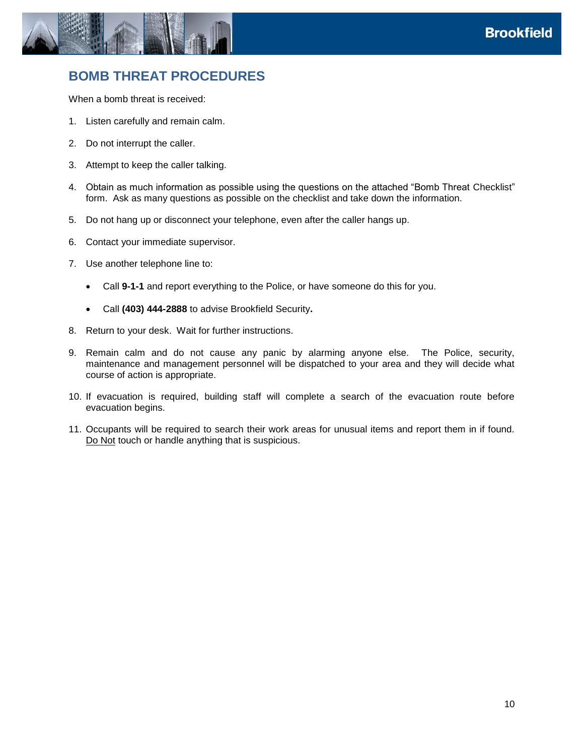## BOMB THREAT PROCEDURES

When a bomb threat is received:

1. Listen carefully and remain calm.
2. Do not interrupt the caller.
3. Attempt to keep the caller talking.
4. Obtain as much information as possible using the questions on the attached "Bomb Threat Checklist" form. Ask as many questions as possible on the checklist and take down the information.
5. Do not hang up or disconnect your telephone, even after the caller hangs up.
6. Contact your immediate supervisor.
7. Use another telephone line to:
   - Call **9-1-1** and report everything to the Police, or have someone do this for you.
   - Call **(403) 444-2888** to advise Brookfield Security**.**
8. Return to your desk. Wait for further instructions.
9. Remain calm and do not cause any panic by alarming anyone else. The Police, security, maintenance and management personnel will be dispatched to your area and they will decide what course of action is appropriate.
10. If evacuation is required, building staff will complete a search of the evacuation route before evacuation begins.
11. Occupants will be required to search their work areas for unusual items and report them in if found. Do Not touch or handle anything that is suspicious.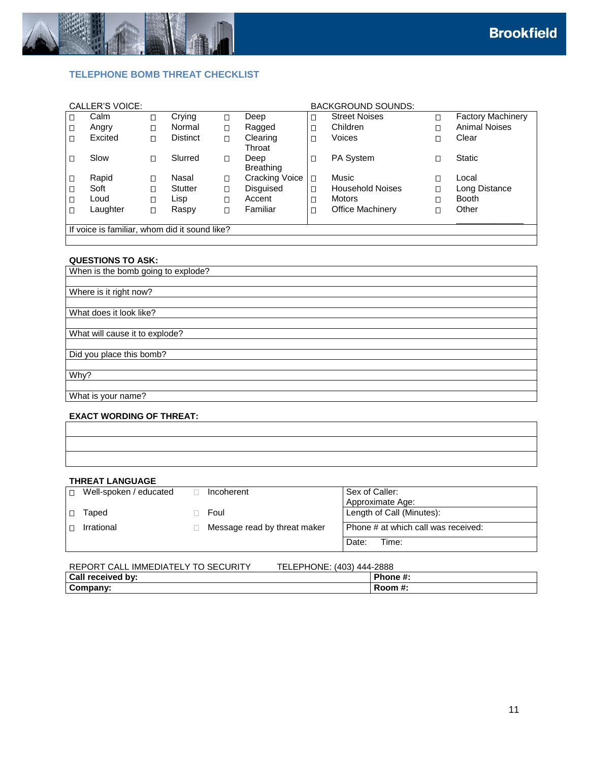## TELEPHONE BOMB THREAT CHECKLIST

CALLER'S VOICE: / BACKGROUND SOUNDS:

| CALLER'S VOICE: | | | BACKGROUND SOUNDS: | |
|---|---|---|---|---|
| ☐ Calm | ☐ Crying | ☐ Deep | ☐ Street Noises | ☐ Factory Machinery |
| ☐ Angry | ☐ Normal | ☐ Ragged | ☐ Children | ☐ Animal Noises |
| ☐ Excited | ☐ Distinct | ☐ Clearing Throat | ☐ Voices | ☐ Clear |
| ☐ Slow | ☐ Slurred | ☐ Deep Breathing | ☐ PA System | ☐ Static |
| ☐ Rapid | ☐ Nasal | ☐ Cracking Voice | ☐ Music | ☐ Local |
| ☐ Soft | ☐ Stutter | ☐ Disguised | ☐ Household Noises | ☐ Long Distance |
| ☐ Loud | ☐ Lisp | ☐ Accent | ☐ Motors | ☐ Booth |
| ☐ Laughter | ☐ Raspy | ☐ Familiar | ☐ Office Machinery | ☐ Other ______________ |

If voice is familiar, whom did it sound like?

**QUESTIONS TO ASK:**

| |
|---|
| When is the bomb going to explode? |
| |
| Where is it right now? |
| |
| What does it look like? |
| |
| What will cause it to explode? |
| |
| Did you place this bomb? |
| |
| Why? |
| |
| What is your name? |

**EXACT WORDING OF THREAT:**

| |
|---|
| |
| |
| |

**THREAT LANGUAGE**

| | | |
|---|---|---|
| ☐ Well-spoken / educated | ☐ Incoherent | Sex of Caller:<br>Approximate Age: |
| ☐ Taped | ☐ Foul | Length of Call (Minutes): |
| ☐ Irrational | ☐ Message read by threat maker | Phone # at which call was received: |
| | | Date: Time: |

REPORT CALL IMMEDIATELY TO SECURITY TELEPHONE: (403) 444-2888

| | |
|---|---|
| **Call received by:** | **Phone #:** |
| **Company:** | **Room #:** |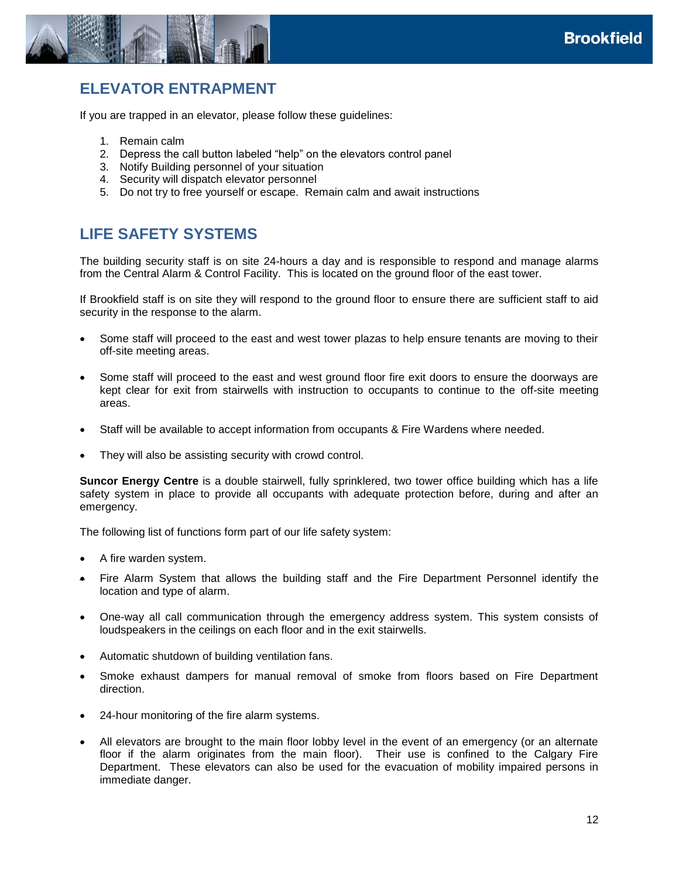## ELEVATOR ENTRAPMENT

If you are trapped in an elevator, please follow these guidelines:

1. Remain calm
2. Depress the call button labeled "help" on the elevators control panel
3. Notify Building personnel of your situation
4. Security will dispatch elevator personnel
5. Do not try to free yourself or escape. Remain calm and await instructions

## LIFE SAFETY SYSTEMS

The building security staff is on site 24-hours a day and is responsible to respond and manage alarms from the Central Alarm & Control Facility. This is located on the ground floor of the east tower.

If Brookfield staff is on site they will respond to the ground floor to ensure there are sufficient staff to aid security in the response to the alarm.

- Some staff will proceed to the east and west tower plazas to help ensure tenants are moving to their off-site meeting areas.
- Some staff will proceed to the east and west ground floor fire exit doors to ensure the doorways are kept clear for exit from stairwells with instruction to occupants to continue to the off-site meeting areas.
- Staff will be available to accept information from occupants & Fire Wardens where needed.
- They will also be assisting security with crowd control.

**Suncor Energy Centre** is a double stairwell, fully sprinklered, two tower office building which has a life safety system in place to provide all occupants with adequate protection before, during and after an emergency.

The following list of functions form part of our life safety system:

- A fire warden system.
- Fire Alarm System that allows the building staff and the Fire Department Personnel identify the location and type of alarm.
- One-way all call communication through the emergency address system. This system consists of loudspeakers in the ceilings on each floor and in the exit stairwells.
- Automatic shutdown of building ventilation fans.
- Smoke exhaust dampers for manual removal of smoke from floors based on Fire Department direction.
- 24-hour monitoring of the fire alarm systems.
- All elevators are brought to the main floor lobby level in the event of an emergency (or an alternate floor if the alarm originates from the main floor). Their use is confined to the Calgary Fire Department. These elevators can also be used for the evacuation of mobility impaired persons in immediate danger.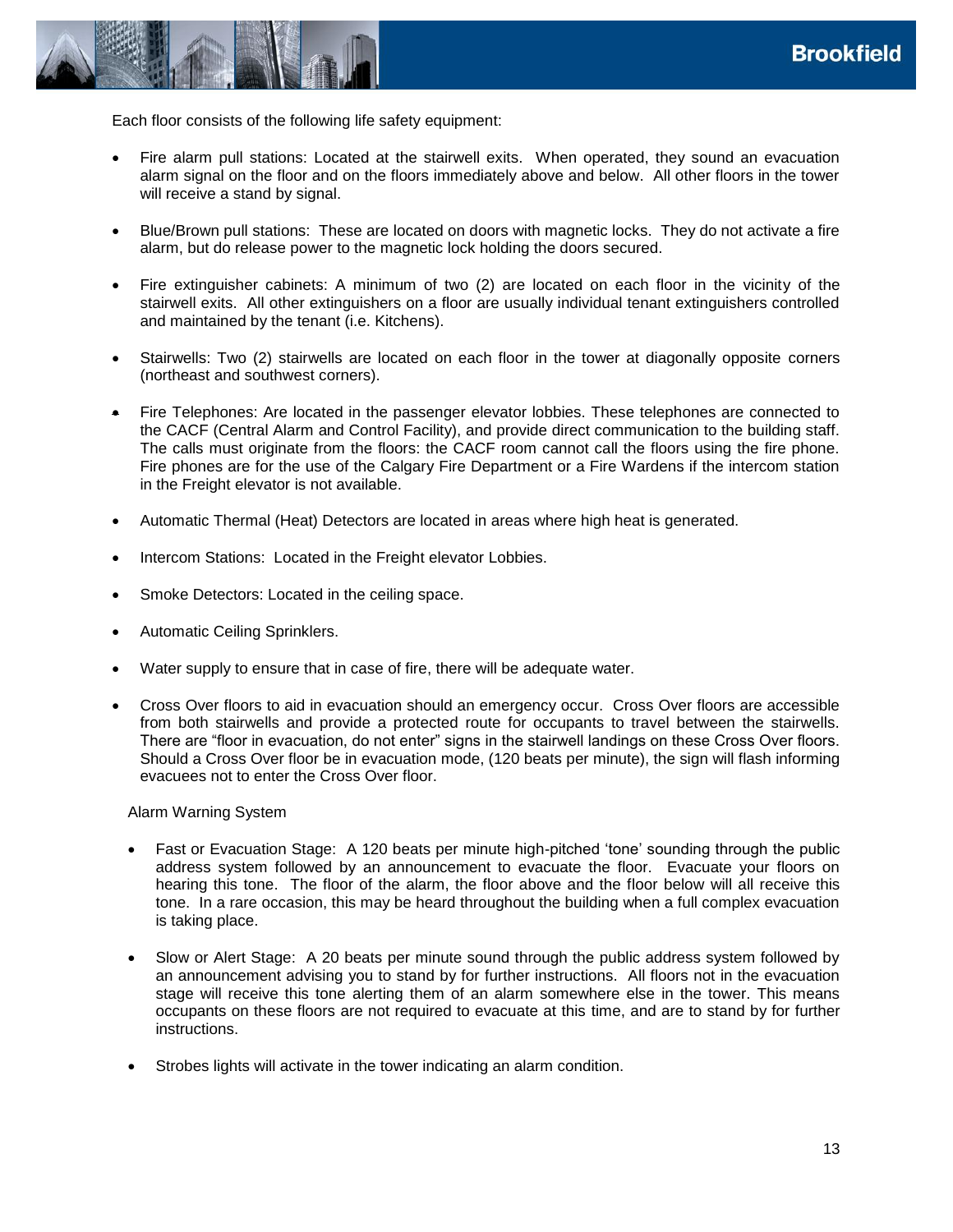Each floor consists of the following life safety equipment:

- Fire alarm pull stations: Located at the stairwell exits. When operated, they sound an evacuation alarm signal on the floor and on the floors immediately above and below. All other floors in the tower will receive a stand by signal.
- Blue/Brown pull stations: These are located on doors with magnetic locks. They do not activate a fire alarm, but do release power to the magnetic lock holding the doors secured.
- Fire extinguisher cabinets: A minimum of two (2) are located on each floor in the vicinity of the stairwell exits. All other extinguishers on a floor are usually individual tenant extinguishers controlled and maintained by the tenant (i.e. Kitchens).
- Stairwells: Two (2) stairwells are located on each floor in the tower at diagonally opposite corners (northeast and southwest corners).
- Fire Telephones: Are located in the passenger elevator lobbies. These telephones are connected to the CACF (Central Alarm and Control Facility), and provide direct communication to the building staff. The calls must originate from the floors: the CACF room cannot call the floors using the fire phone. Fire phones are for the use of the Calgary Fire Department or a Fire Wardens if the intercom station in the Freight elevator is not available.
- Automatic Thermal (Heat) Detectors are located in areas where high heat is generated.
- Intercom Stations: Located in the Freight elevator Lobbies.
- Smoke Detectors: Located in the ceiling space.
- Automatic Ceiling Sprinklers.
- Water supply to ensure that in case of fire, there will be adequate water.
- Cross Over floors to aid in evacuation should an emergency occur. Cross Over floors are accessible from both stairwells and provide a protected route for occupants to travel between the stairwells. There are "floor in evacuation, do not enter" signs in the stairwell landings on these Cross Over floors. Should a Cross Over floor be in evacuation mode, (120 beats per minute), the sign will flash informing evacuees not to enter the Cross Over floor.

Alarm Warning System

- Fast or Evacuation Stage: A 120 beats per minute high-pitched 'tone' sounding through the public address system followed by an announcement to evacuate the floor. Evacuate your floors on hearing this tone. The floor of the alarm, the floor above and the floor below will all receive this tone. In a rare occasion, this may be heard throughout the building when a full complex evacuation is taking place.
- Slow or Alert Stage: A 20 beats per minute sound through the public address system followed by an announcement advising you to stand by for further instructions. All floors not in the evacuation stage will receive this tone alerting them of an alarm somewhere else in the tower. This means occupants on these floors are not required to evacuate at this time, and are to stand by for further instructions.
- Strobes lights will activate in the tower indicating an alarm condition.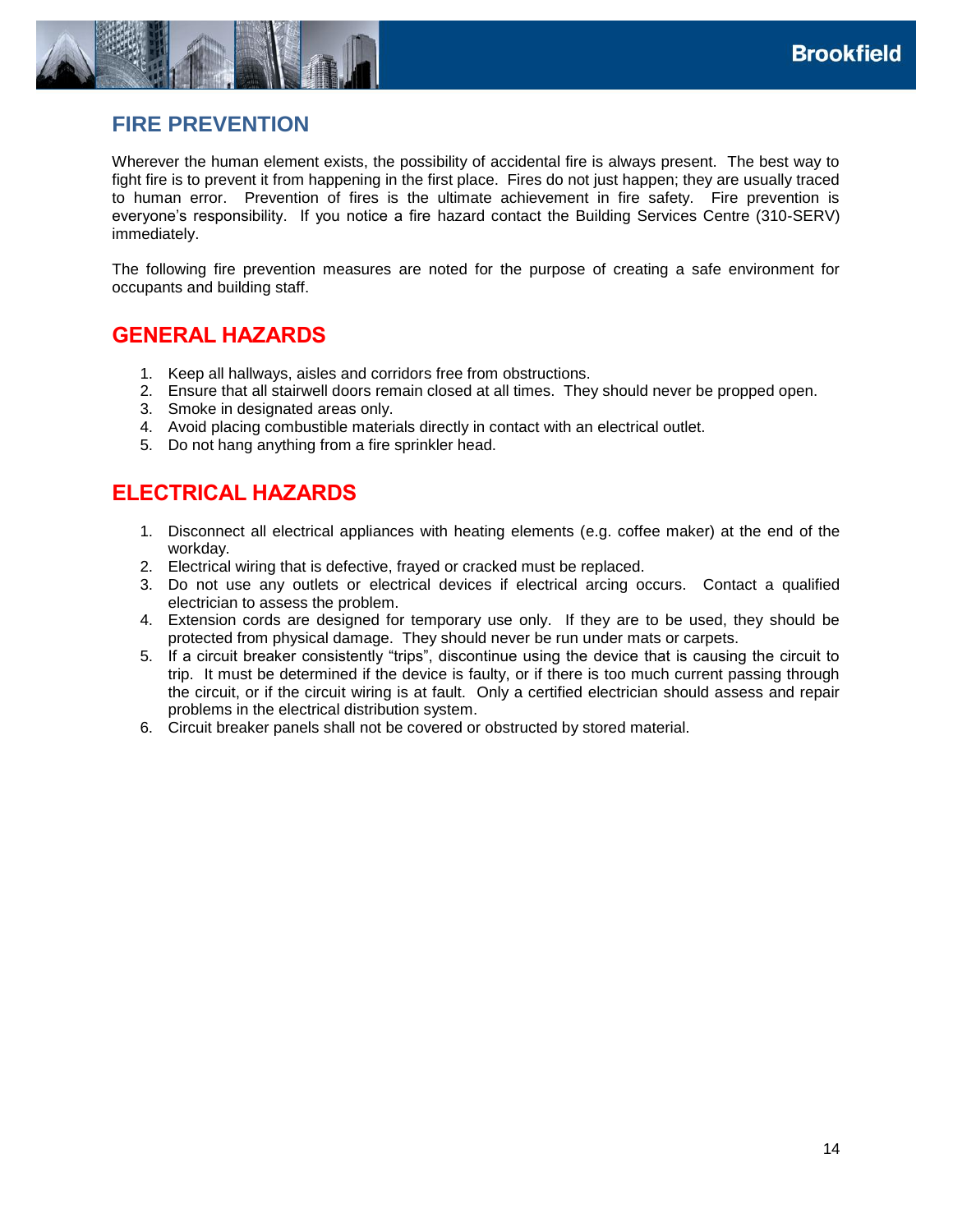## FIRE PREVENTION

Wherever the human element exists, the possibility of accidental fire is always present. The best way to fight fire is to prevent it from happening in the first place. Fires do not just happen; they are usually traced to human error. Prevention of fires is the ultimate achievement in fire safety. Fire prevention is everyone's responsibility. If you notice a fire hazard contact the Building Services Centre (310-SERV) immediately.

The following fire prevention measures are noted for the purpose of creating a safe environment for occupants and building staff.

## GENERAL HAZARDS

1. Keep all hallways, aisles and corridors free from obstructions.
2. Ensure that all stairwell doors remain closed at all times. They should never be propped open.
3. Smoke in designated areas only.
4. Avoid placing combustible materials directly in contact with an electrical outlet.
5. Do not hang anything from a fire sprinkler head.

## ELECTRICAL HAZARDS

1. Disconnect all electrical appliances with heating elements (e.g. coffee maker) at the end of the workday.
2. Electrical wiring that is defective, frayed or cracked must be replaced.
3. Do not use any outlets or electrical devices if electrical arcing occurs. Contact a qualified electrician to assess the problem.
4. Extension cords are designed for temporary use only. If they are to be used, they should be protected from physical damage. They should never be run under mats or carpets.
5. If a circuit breaker consistently "trips", discontinue using the device that is causing the circuit to trip. It must be determined if the device is faulty, or if there is too much current passing through the circuit, or if the circuit wiring is at fault. Only a certified electrician should assess and repair problems in the electrical distribution system.
6. Circuit breaker panels shall not be covered or obstructed by stored material.